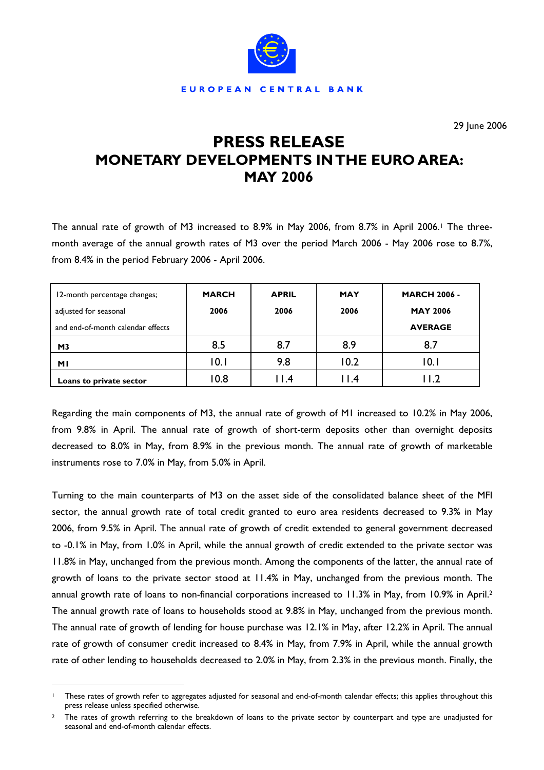EUROPEAN CENTRAL BANK

29 June 2006

# PRESS RELEASE
# MONETARY DEVELOPMENTS IN THE EURO AREA: MAY 2006

The annual rate of growth of M3 increased to 8.9% in May 2006, from 8.7% in April 2006.[1] The three-month average of the annual growth rates of M3 over the period March 2006 - May 2006 rose to 8.7%, from 8.4% in the period February 2006 - April 2006.

| 12-month percentage changes; adjusted for seasonal and end-of-month calendar effects | **MARCH 2006** | **APRIL 2006** | **MAY 2006** | **MARCH 2006 - MAY 2006 AVERAGE** |
|---|---|---|---|---|
| **M3** | 8.5 | 8.7 | 8.9 | 8.7 |
| **M1** | 10.1 | 9.8 | 10.2 | 10.1 |
| **Loans to private sector** | 10.8 | 11.4 | 11.4 | 11.2 |

Regarding the main components of M3, the annual rate of growth of M1 increased to 10.2% in May 2006, from 9.8% in April. The annual rate of growth of short-term deposits other than overnight deposits decreased to 8.0% in May, from 8.9% in the previous month. The annual rate of growth of marketable instruments rose to 7.0% in May, from 5.0% in April.

Turning to the main counterparts of M3 on the asset side of the consolidated balance sheet of the MFI sector, the annual growth rate of total credit granted to euro area residents decreased to 9.3% in May 2006, from 9.5% in April. The annual rate of growth of credit extended to general government decreased to -0.1% in May, from 1.0% in April, while the annual growth of credit extended to the private sector was 11.8% in May, unchanged from the previous month. Among the components of the latter, the annual rate of growth of loans to the private sector stood at 11.4% in May, unchanged from the previous month. The annual growth rate of loans to non-financial corporations increased to 11.3% in May, from 10.9% in April.[2] The annual growth rate of loans to households stood at 9.8% in May, unchanged from the previous month. The annual rate of growth of lending for house purchase was 12.1% in May, after 12.2% in April. The annual rate of growth of consumer credit increased to 8.4% in May, from 7.9% in April, while the annual growth rate of other lending to households decreased to 2.0% in May, from 2.3% in the previous month. Finally, the

---

[1] These rates of growth refer to aggregates adjusted for seasonal and end-of-month calendar effects; this applies throughout this press release unless specified otherwise.

[2] The rates of growth referring to the breakdown of loans to the private sector by counterpart and type are unadjusted for seasonal and end-of-month calendar effects.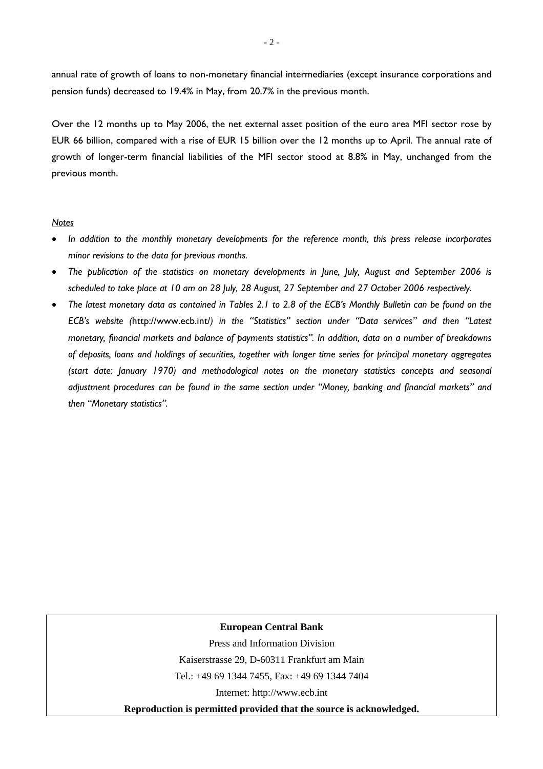annual rate of growth of loans to non-monetary financial intermediaries (except insurance corporations and pension funds) decreased to 19.4% in May, from 20.7% in the previous month.

Over the 12 months up to May 2006, the net external asset position of the euro area MFI sector rose by EUR 66 billion, compared with a rise of EUR 15 billion over the 12 months up to April. The annual rate of growth of longer-term financial liabilities of the MFI sector stood at 8.8% in May, unchanged from the previous month.

*Notes*

- *In addition to the monthly monetary developments for the reference month, this press release incorporates minor revisions to the data for previous months.*
- *The publication of the statistics on monetary developments in June, July, August and September 2006 is scheduled to take place at 10 am on 28 July, 28 August, 27 September and 27 October 2006 respectively.*
- *The latest monetary data as contained in Tables 2.1 to 2.8 of the ECB's Monthly Bulletin can be found on the ECB's website (*http://www.ecb.int/*) in the "Statistics" section under "Data services" and then "Latest monetary, financial markets and balance of payments statistics". In addition, data on a number of breakdowns of deposits, loans and holdings of securities, together with longer time series for principal monetary aggregates (start date: January 1970) and methodological notes on the monetary statistics concepts and seasonal adjustment procedures can be found in the same section under "Money, banking and financial markets" and then "Monetary statistics".*

**European Central Bank**

Press and Information Division

Kaiserstrasse 29, D-60311 Frankfurt am Main

Tel.: +49 69 1344 7455, Fax: +49 69 1344 7404

Internet: http://www.ecb.int

**Reproduction is permitted provided that the source is acknowledged.**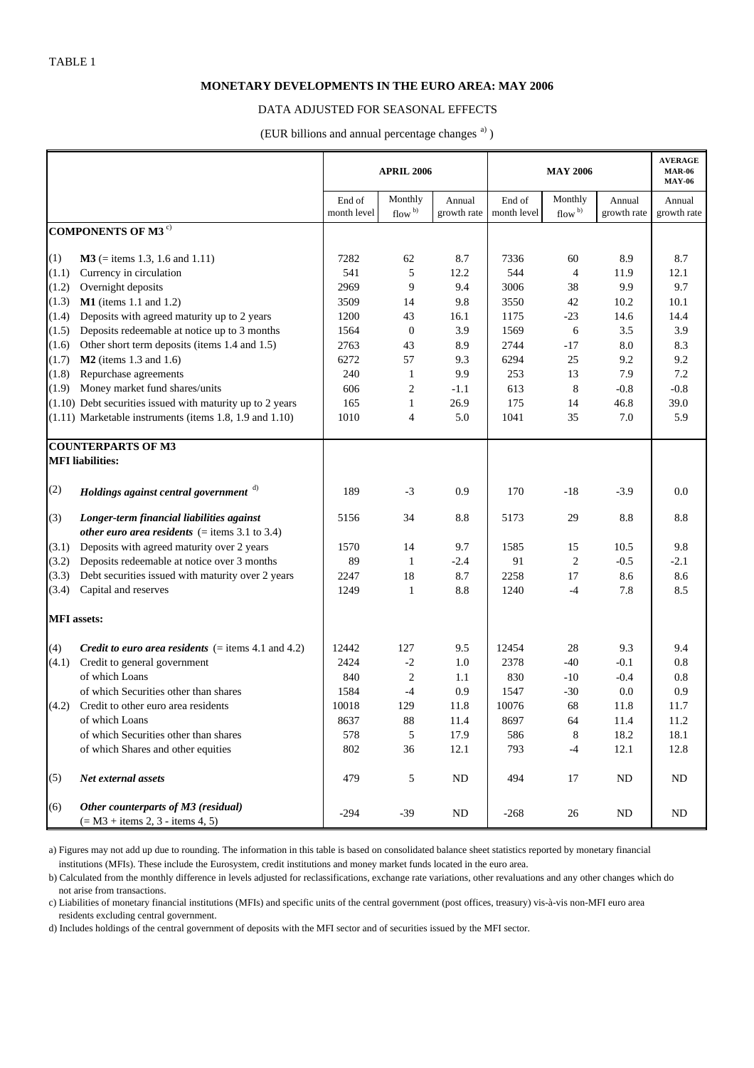TABLE 1

**MONETARY DEVELOPMENTS IN THE EURO AREA: MAY 2006**

DATA ADJUSTED FOR SEASONAL EFFECTS

(EUR billions and annual percentage changes [a])

| | | APRIL 2006 | | | MAY 2006 | | | AVERAGE MAR-06 MAY-06 |
|---|---|---|---|---|---|---|---|---|
| | | End of month level | Monthly flow [b] | Annual growth rate | End of month level | Monthly flow [b] | Annual growth rate | Annual growth rate |
| **COMPONENTS OF M3** [c] | | | | | | | | |
| (1) | **M3** (= items 1.3, 1.6 and 1.11) | 7282 | 62 | 8.7 | 7336 | 60 | 8.9 | 8.7 |
| (1.1) | Currency in circulation | 541 | 5 | 12.2 | 544 | 4 | 11.9 | 12.1 |
| (1.2) | Overnight deposits | 2969 | 9 | 9.4 | 3006 | 38 | 9.9 | 9.7 |
| (1.3) | **M1** (items 1.1 and 1.2) | 3509 | 14 | 9.8 | 3550 | 42 | 10.2 | 10.1 |
| (1.4) | Deposits with agreed maturity up to 2 years | 1200 | 43 | 16.1 | 1175 | -23 | 14.6 | 14.4 |
| (1.5) | Deposits redeemable at notice up to 3 months | 1564 | 0 | 3.9 | 1569 | 6 | 3.5 | 3.9 |
| (1.6) | Other short term deposits (items 1.4 and 1.5) | 2763 | 43 | 8.9 | 2744 | -17 | 8.0 | 8.3 |
| (1.7) | **M2** (items 1.3 and 1.6) | 6272 | 57 | 9.3 | 6294 | 25 | 9.2 | 9.2 |
| (1.8) | Repurchase agreements | 240 | 1 | 9.9 | 253 | 13 | 7.9 | 7.2 |
| (1.9) | Money market fund shares/units | 606 | 2 | -1.1 | 613 | 8 | -0.8 | -0.8 |
| (1.10) | Debt securities issued with maturity up to 2 years | 165 | 1 | 26.9 | 175 | 14 | 46.8 | 39.0 |
| (1.11) | Marketable instruments (items 1.8, 1.9 and 1.10) | 1010 | 4 | 5.0 | 1041 | 35 | 7.0 | 5.9 |
| **COUNTERPARTS OF M3** | | | | | | | | |
| **MFI liabilities:** | | | | | | | | |
| (2) | ***Holdings against central government*** [d] | 189 | -3 | 0.9 | 170 | -18 | -3.9 | 0.0 |
| (3) | ***Longer-term financial liabilities against other euro area residents*** (= items 3.1 to 3.4) | 5156 | 34 | 8.8 | 5173 | 29 | 8.8 | 8.8 |
| (3.1) | Deposits with agreed maturity over 2 years | 1570 | 14 | 9.7 | 1585 | 15 | 10.5 | 9.8 |
| (3.2) | Deposits redeemable at notice over 3 months | 89 | 1 | -2.4 | 91 | 2 | -0.5 | -2.1 |
| (3.3) | Debt securities issued with maturity over 2 years | 2247 | 18 | 8.7 | 2258 | 17 | 8.6 | 8.6 |
| (3.4) | Capital and reserves | 1249 | 1 | 8.8 | 1240 | -4 | 7.8 | 8.5 |
| **MFI assets:** | | | | | | | | |
| (4) | ***Credit to euro area residents*** (= items 4.1 and 4.2) | 12442 | 127 | 9.5 | 12454 | 28 | 9.3 | 9.4 |
| (4.1) | Credit to general government | 2424 | -2 | 1.0 | 2378 | -40 | -0.1 | 0.8 |
| | of which Loans | 840 | 2 | 1.1 | 830 | -10 | -0.4 | 0.8 |
| | of which Securities other than shares | 1584 | -4 | 0.9 | 1547 | -30 | 0.0 | 0.9 |
| (4.2) | Credit to other euro area residents | 10018 | 129 | 11.8 | 10076 | 68 | 11.8 | 11.7 |
| | of which Loans | 8637 | 88 | 11.4 | 8697 | 64 | 11.4 | 11.2 |
| | of which Securities other than shares | 578 | 5 | 17.9 | 586 | 8 | 18.2 | 18.1 |
| | of which Shares and other equities | 802 | 36 | 12.1 | 793 | -4 | 12.1 | 12.8 |
| (5) | ***Net external assets*** | 479 | 5 | ND | 494 | 17 | ND | ND |
| (6) | ***Other counterparts of M3 (residual)*** (= M3 + items 2, 3 - items 4, 5) | -294 | -39 | ND | -268 | 26 | ND | ND |

a) Figures may not add up due to rounding. The information in this table is based on consolidated balance sheet statistics reported by monetary financial institutions (MFIs). These include the Eurosystem, credit institutions and money market funds located in the euro area.

b) Calculated from the monthly difference in levels adjusted for reclassifications, exchange rate variations, other revaluations and any other changes which do not arise from transactions.

c) Liabilities of monetary financial institutions (MFIs) and specific units of the central government (post offices, treasury) vis-à-vis non-MFI euro area residents excluding central government.

d) Includes holdings of the central government of deposits with the MFI sector and of securities issued by the MFI sector.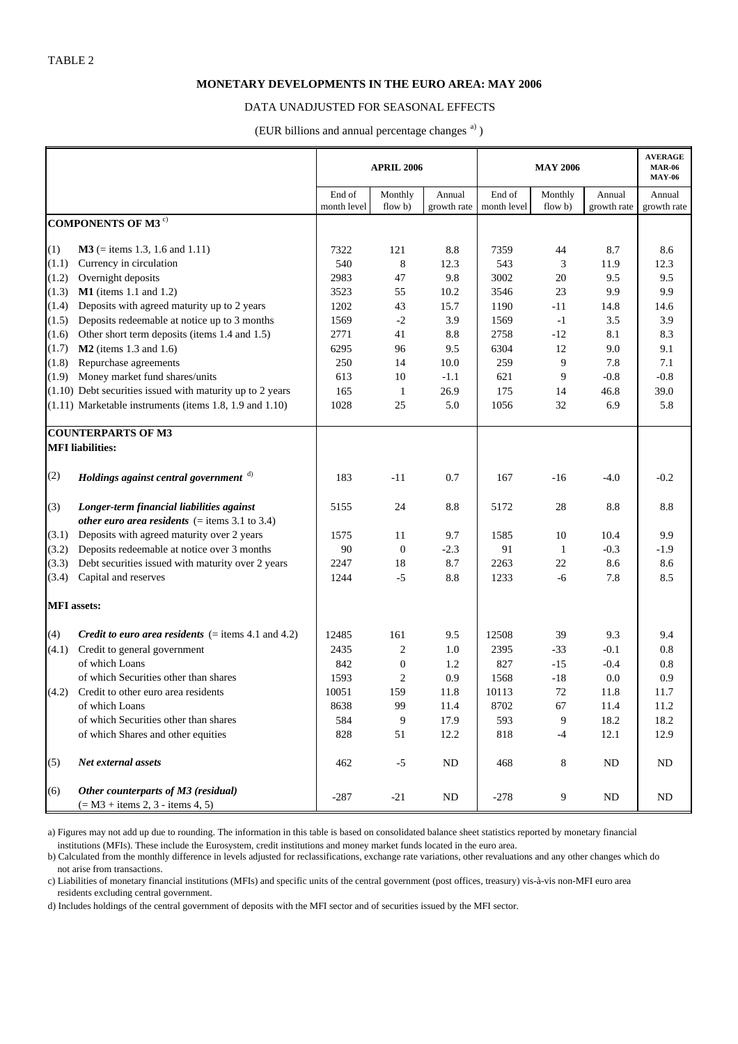TABLE 2

**MONETARY DEVELOPMENTS IN THE EURO AREA: MAY 2006**

DATA UNADJUSTED FOR SEASONAL EFFECTS

(EUR billions and annual percentage changes [a])

| | | APRIL 2006 | | | MAY 2006 | | | AVERAGE MAR-06 MAY-06 |
|---|---|---|---|---|---|---|---|---|
| | | End of month level | Monthly flow b) | Annual growth rate | End of month level | Monthly flow b) | Annual growth rate | Annual growth rate |
| **COMPONENTS OF M3** [c] | | | | | | | | |
| (1) | **M3** (= items 1.3, 1.6 and 1.11) | 7322 | 121 | 8.8 | 7359 | 44 | 8.7 | 8.6 |
| (1.1) | Currency in circulation | 540 | 8 | 12.3 | 543 | 3 | 11.9 | 12.3 |
| (1.2) | Overnight deposits | 2983 | 47 | 9.8 | 3002 | 20 | 9.5 | 9.5 |
| (1.3) | **M1** (items 1.1 and 1.2) | 3523 | 55 | 10.2 | 3546 | 23 | 9.9 | 9.9 |
| (1.4) | Deposits with agreed maturity up to 2 years | 1202 | 43 | 15.7 | 1190 | -11 | 14.8 | 14.6 |
| (1.5) | Deposits redeemable at notice up to 3 months | 1569 | -2 | 3.9 | 1569 | -1 | 3.5 | 3.9 |
| (1.6) | Other short term deposits (items 1.4 and 1.5) | 2771 | 41 | 8.8 | 2758 | -12 | 8.1 | 8.3 |
| (1.7) | **M2** (items 1.3 and 1.6) | 6295 | 96 | 9.5 | 6304 | 12 | 9.0 | 9.1 |
| (1.8) | Repurchase agreements | 250 | 14 | 10.0 | 259 | 9 | 7.8 | 7.1 |
| (1.9) | Money market fund shares/units | 613 | 10 | -1.1 | 621 | 9 | -0.8 | -0.8 |
| (1.10) | Debt securities issued with maturity up to 2 years | 165 | 1 | 26.9 | 175 | 14 | 46.8 | 39.0 |
| (1.11) | Marketable instruments (items 1.8, 1.9 and 1.10) | 1028 | 25 | 5.0 | 1056 | 32 | 6.9 | 5.8 |
| **COUNTERPARTS OF M3** | | | | | | | | |
| **MFI liabilities:** | | | | | | | | |
| (2) | ***Holdings against central government*** [d] | 183 | -11 | 0.7 | 167 | -16 | -4.0 | -0.2 |
| (3) | ***Longer-term financial liabilities against other euro area residents*** (= items 3.1 to 3.4) | 5155 | 24 | 8.8 | 5172 | 28 | 8.8 | 8.8 |
| (3.1) | Deposits with agreed maturity over 2 years | 1575 | 11 | 9.7 | 1585 | 10 | 10.4 | 9.9 |
| (3.2) | Deposits redeemable at notice over 3 months | 90 | 0 | -2.3 | 91 | 1 | -0.3 | -1.9 |
| (3.3) | Debt securities issued with maturity over 2 years | 2247 | 18 | 8.7 | 2263 | 22 | 8.6 | 8.6 |
| (3.4) | Capital and reserves | 1244 | -5 | 8.8 | 1233 | -6 | 7.8 | 8.5 |
| **MFI assets:** | | | | | | | | |
| (4) | ***Credit to euro area residents*** (= items 4.1 and 4.2) | 12485 | 161 | 9.5 | 12508 | 39 | 9.3 | 9.4 |
| (4.1) | Credit to general government | 2435 | 2 | 1.0 | 2395 | -33 | -0.1 | 0.8 |
| | of which Loans | 842 | 0 | 1.2 | 827 | -15 | -0.4 | 0.8 |
| | of which Securities other than shares | 1593 | 2 | 0.9 | 1568 | -18 | 0.0 | 0.9 |
| (4.2) | Credit to other euro area residents | 10051 | 159 | 11.8 | 10113 | 72 | 11.8 | 11.7 |
| | of which Loans | 8638 | 99 | 11.4 | 8702 | 67 | 11.4 | 11.2 |
| | of which Securities other than shares | 584 | 9 | 17.9 | 593 | 9 | 18.2 | 18.2 |
| | of which Shares and other equities | 828 | 51 | 12.2 | 818 | -4 | 12.1 | 12.9 |
| (5) | ***Net external assets*** | 462 | -5 | ND | 468 | 8 | ND | ND |
| (6) | ***Other counterparts of M3 (residual)*** (= M3 + items 2, 3 - items 4, 5) | -287 | -21 | ND | -278 | 9 | ND | ND |

a) Figures may not add up due to rounding. The information in this table is based on consolidated balance sheet statistics reported by monetary financial institutions (MFIs). These include the Eurosystem, credit institutions and money market funds located in the euro area.

b) Calculated from the monthly difference in levels adjusted for reclassifications, exchange rate variations, other revaluations and any other changes which do not arise from transactions.

c) Liabilities of monetary financial institutions (MFIs) and specific units of the central government (post offices, treasury) vis-à-vis non-MFI euro area residents excluding central government.

d) Includes holdings of the central government of deposits with the MFI sector and of securities issued by the MFI sector.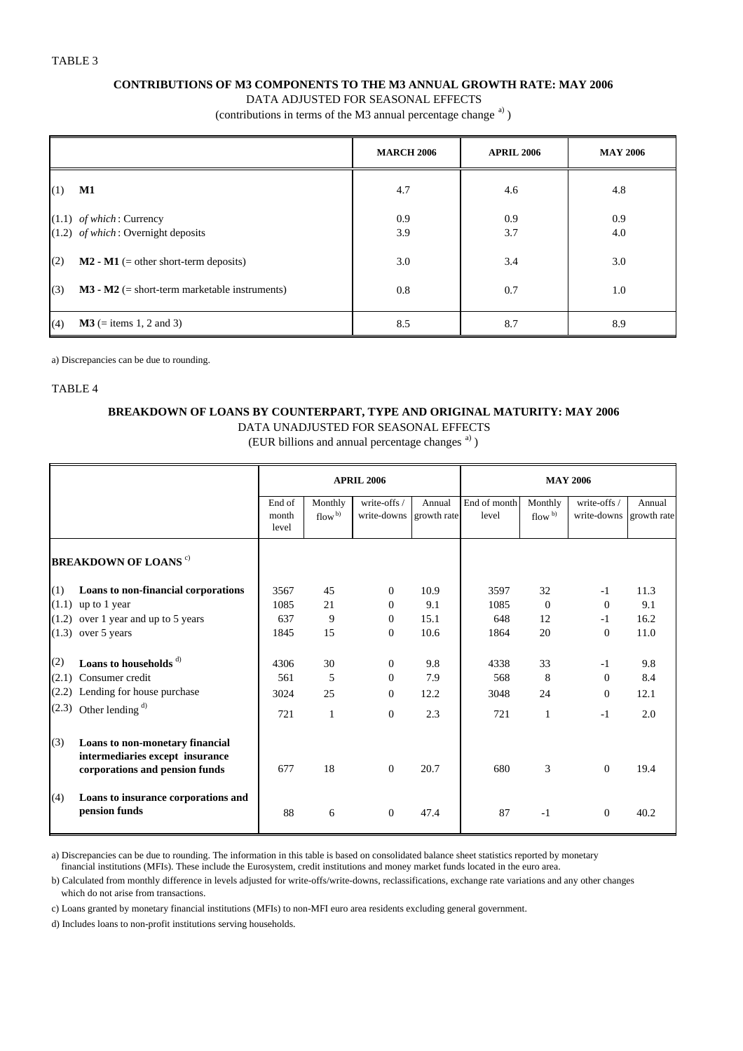TABLE 3

**CONTRIBUTIONS OF M3 COMPONENTS TO THE M3 ANNUAL GROWTH RATE: MAY 2006**

DATA ADJUSTED FOR SEASONAL EFFECTS

(contributions in terms of the M3 annual percentage change [a])

| | | MARCH 2006 | APRIL 2006 | MAY 2006 |
|---|---|---|---|---|
| (1) | **M1** | 4.7 | 4.6 | 4.8 |
| (1.1) | *of which* : Currency | 0.9 | 0.9 | 0.9 |
| (1.2) | *of which* : Overnight deposits | 3.9 | 3.7 | 4.0 |
| (2) | **M2 - M1** (= other short-term deposits) | 3.0 | 3.4 | 3.0 |
| (3) | **M3 - M2** (= short-term marketable instruments) | 0.8 | 0.7 | 1.0 |
| (4) | **M3** (= items 1, 2 and 3) | 8.5 | 8.7 | 8.9 |

a) Discrepancies can be due to rounding.

TABLE 4

**BREAKDOWN OF LOANS BY COUNTERPART, TYPE AND ORIGINAL MATURITY: MAY 2006**

DATA UNADJUSTED FOR SEASONAL EFFECTS

(EUR billions and annual percentage changes [a])

| | | APRIL 2006 | | | | MAY 2006 | | | |
|---|---|---|---|---|---|---|---|---|---|
| | | End of month level | Monthly flow [b] | write-offs / write-downs | Annual growth rate | End of month level | Monthly flow [b] | write-offs / write-downs | Annual growth rate |
| | **BREAKDOWN OF LOANS** [c] | | | | | | | | |
| (1) | **Loans to non-financial corporations** | 3567 | 45 | 0 | 10.9 | 3597 | 32 | -1 | 11.3 |
| (1.1) | up to 1 year | 1085 | 21 | 0 | 9.1 | 1085 | 0 | 0 | 9.1 |
| (1.2) | over 1 year and up to 5 years | 637 | 9 | 0 | 15.1 | 648 | 12 | -1 | 16.2 |
| (1.3) | over 5 years | 1845 | 15 | 0 | 10.6 | 1864 | 20 | 0 | 11.0 |
| (2) | **Loans to households** [d] | 4306 | 30 | 0 | 9.8 | 4338 | 33 | -1 | 9.8 |
| (2.1) | Consumer credit | 561 | 5 | 0 | 7.9 | 568 | 8 | 0 | 8.4 |
| (2.2) | Lending for house purchase | 3024 | 25 | 0 | 12.2 | 3048 | 24 | 0 | 12.1 |
| (2.3) | Other lending [d] | 721 | 1 | 0 | 2.3 | 721 | 1 | -1 | 2.0 |
| (3) | **Loans to non-monetary financial intermediaries except insurance corporations and pension funds** | 677 | 18 | 0 | 20.7 | 680 | 3 | 0 | 19.4 |
| (4) | **Loans to insurance corporations and pension funds** | 88 | 6 | 0 | 47.4 | 87 | -1 | 0 | 40.2 |

a) Discrepancies can be due to rounding. The information in this table is based on consolidated balance sheet statistics reported by monetary financial institutions (MFIs). These include the Eurosystem, credit institutions and money market funds located in the euro area.

b) Calculated from monthly difference in levels adjusted for write-offs/write-downs, reclassifications, exchange rate variations and any other changes which do not arise from transactions.

c) Loans granted by monetary financial institutions (MFIs) to non-MFI euro area residents excluding general government.

d) Includes loans to non-profit institutions serving households.